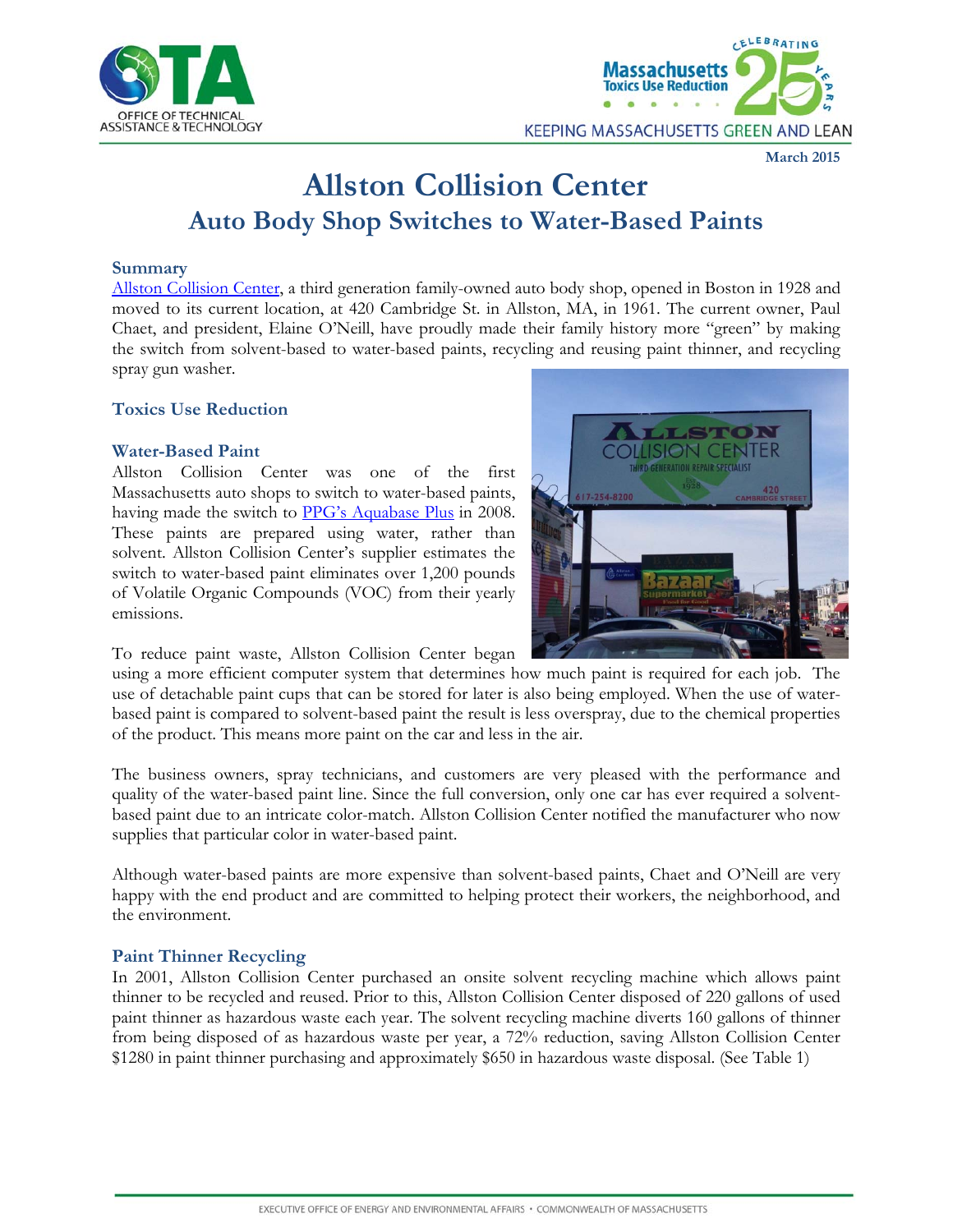March 2015

# Allston Collision Center

## Auto Body Shop Switches to Water-Based Paints

### Summary

Allston Collision Center, a third generation family-owned auto body shop, opened in Boston in 1928 and moved to its current location, at 420 Cambridge St. in Allston, MA, in 1961. The current owner, Paul Chaet, and president, Elaine O'Neill, have proudly made their family history more "green" by making the switch from solvent-based to water-based paints, recycling and reusing paint thinner, and recycling spray gun washer.

### Toxics Use Reduction

### Water-Based Paint

Allston Collision Center was one of the first Massachusetts auto shops to switch to water-based paints, having made the switch to PPG's Aquabase Plus in 2008. These paints are prepared using water, rather than solvent. Allston Collision Center's supplier estimates the switch to water-based paint eliminates over 1,200 pounds of Volatile Organic Compounds (VOC) from their yearly emissions.

To reduce paint waste, Allston Collision Center began using a more efficient computer system that determines how much paint is required for each job. The use of detachable paint cups that can be stored for later is also being employed. When the use of water-based paint is compared to solvent-based paint the result is less overspray, due to the chemical properties of the product. This means more paint on the car and less in the air.

The business owners, spray technicians, and customers are very pleased with the performance and quality of the water-based paint line. Since the full conversion, only one car has ever required a solvent-based paint due to an intricate color-match. Allston Collision Center notified the manufacturer who now supplies that particular color in water-based paint.

Although water-based paints are more expensive than solvent-based paints, Chaet and O'Neill are very happy with the end product and are committed to helping protect their workers, the neighborhood, and the environment.

### Paint Thinner Recycling

In 2001, Allston Collision Center purchased an onsite solvent recycling machine which allows paint thinner to be recycled and reused. Prior to this, Allston Collision Center disposed of 220 gallons of used paint thinner as hazardous waste each year. The solvent recycling machine diverts 160 gallons of thinner from being disposed of as hazardous waste per year, a 72% reduction, saving Allston Collision Center $1280 in paint thinner purchasing and approximately $650 in hazardous waste disposal. (See Table 1)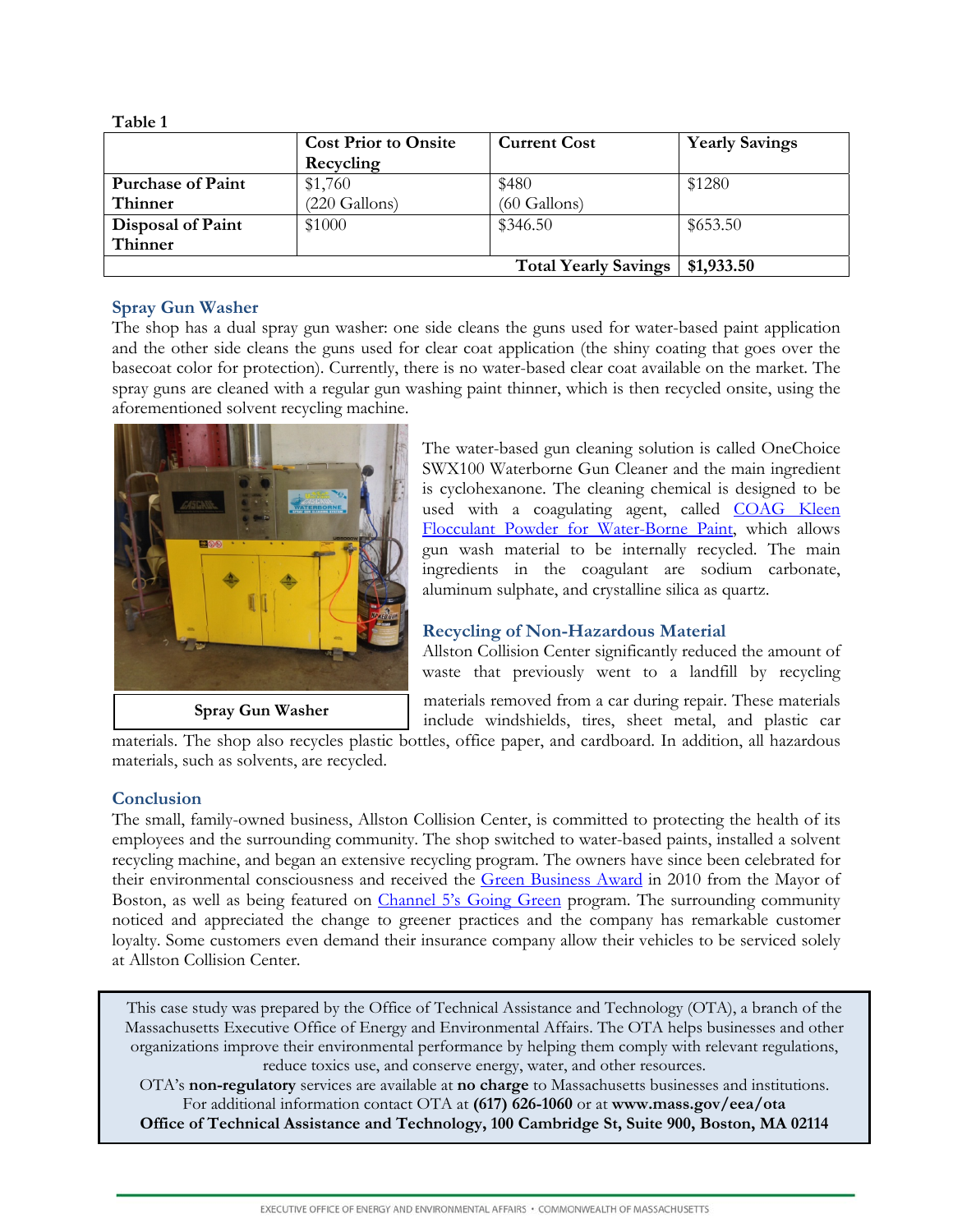**Table 1**

| | Cost Prior to Onsite Recycling | Current Cost | Yearly Savings |
|---|---|---|---|
| **Purchase of Paint Thinner** | $1,760 (220 Gallons) | $480 (60 Gallons) | $1280 |
| **Disposal of Paint Thinner** | $1000 | $346.50 | $653.50 |
| | | **Total Yearly Savings** | **$1,933.50** |

## Spray Gun Washer

The shop has a dual spray gun washer: one side cleans the guns used for water-based paint application and the other side cleans the guns used for clear coat application (the shiny coating that goes over the basecoat color for protection). Currently, there is no water-based clear coat available on the market. The spray guns are cleaned with a regular gun washing paint thinner, which is then recycled onsite, using the aforementioned solvent recycling machine.

Spray Gun Washer

The water-based gun cleaning solution is called OneChoice SWX100 Waterborne Gun Cleaner and the main ingredient is cyclohexanone. The cleaning chemical is designed to be used with a coagulating agent, called COAG Kleen Flocculant Powder for Water-Borne Paint, which allows gun wash material to be internally recycled. The main ingredients in the coagulant are sodium carbonate, aluminum sulphate, and crystalline silica as quartz.

## Recycling of Non-Hazardous Material

Allston Collision Center significantly reduced the amount of waste that previously went to a landfill by recycling materials removed from a car during repair. These materials include windshields, tires, sheet metal, and plastic car materials. The shop also recycles plastic bottles, office paper, and cardboard. In addition, all hazardous materials, such as solvents, are recycled.

## Conclusion

The small, family-owned business, Allston Collision Center, is committed to protecting the health of its employees and the surrounding community. The shop switched to water-based paints, installed a solvent recycling machine, and began an extensive recycling program. The owners have since been celebrated for their environmental consciousness and received the Green Business Award in 2010 from the Mayor of Boston, as well as being featured on Channel 5's Going Green program. The surrounding community noticed and appreciated the change to greener practices and the company has remarkable customer loyalty. Some customers even demand their insurance company allow their vehicles to be serviced solely at Allston Collision Center.

This case study was prepared by the Office of Technical Assistance and Technology (OTA), a branch of the Massachusetts Executive Office of Energy and Environmental Affairs. The OTA helps businesses and other organizations improve their environmental performance by helping them comply with relevant regulations, reduce toxics use, and conserve energy, water, and other resources.
OTA's **non-regulatory** services are available at **no charge** to Massachusetts businesses and institutions.
For additional information contact OTA at **(617) 626-1060** or at **www.mass.gov/eea/ota**
**Office of Technical Assistance and Technology, 100 Cambridge St, Suite 900, Boston, MA 02114**